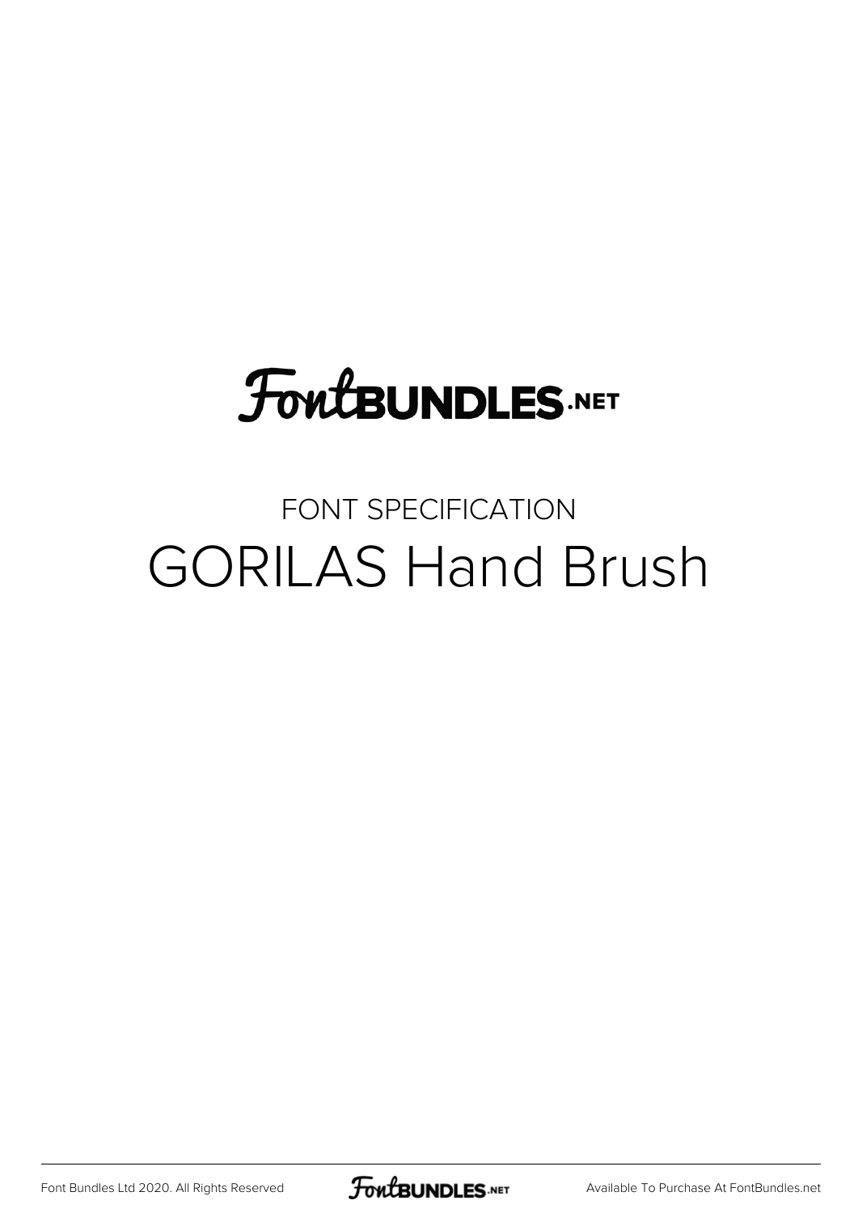FontBUNDLES.NET

FONT SPECIFICATION

# GORILAS Hand Brush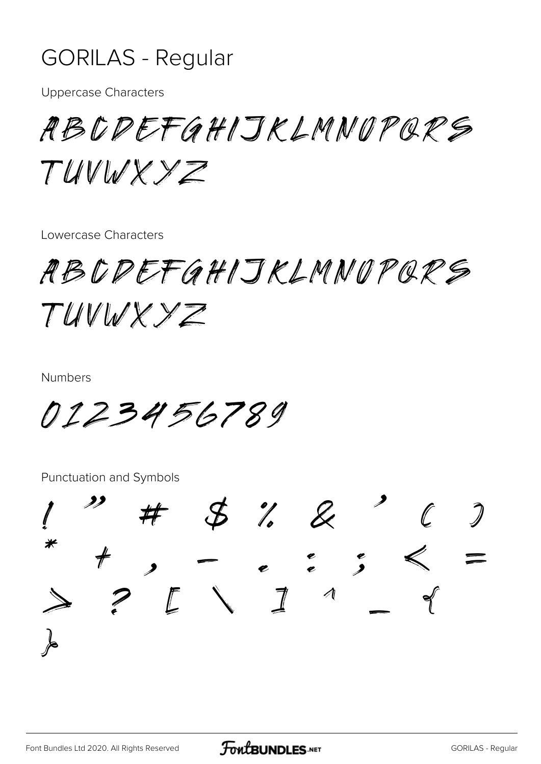# GORILAS - Regular

Uppercase Characters

ABCDEFGHIJKLMNOPQRS
TUVWXYZ

Lowercase Characters

ABCDEFGHIJKLMNOPQRS
TUVWXYZ

Numbers

0123456789

Punctuation and Symbols

! " # $ % & ' ( )
* + , - . : ; < =
> ? [ \ ] ^ _ {
}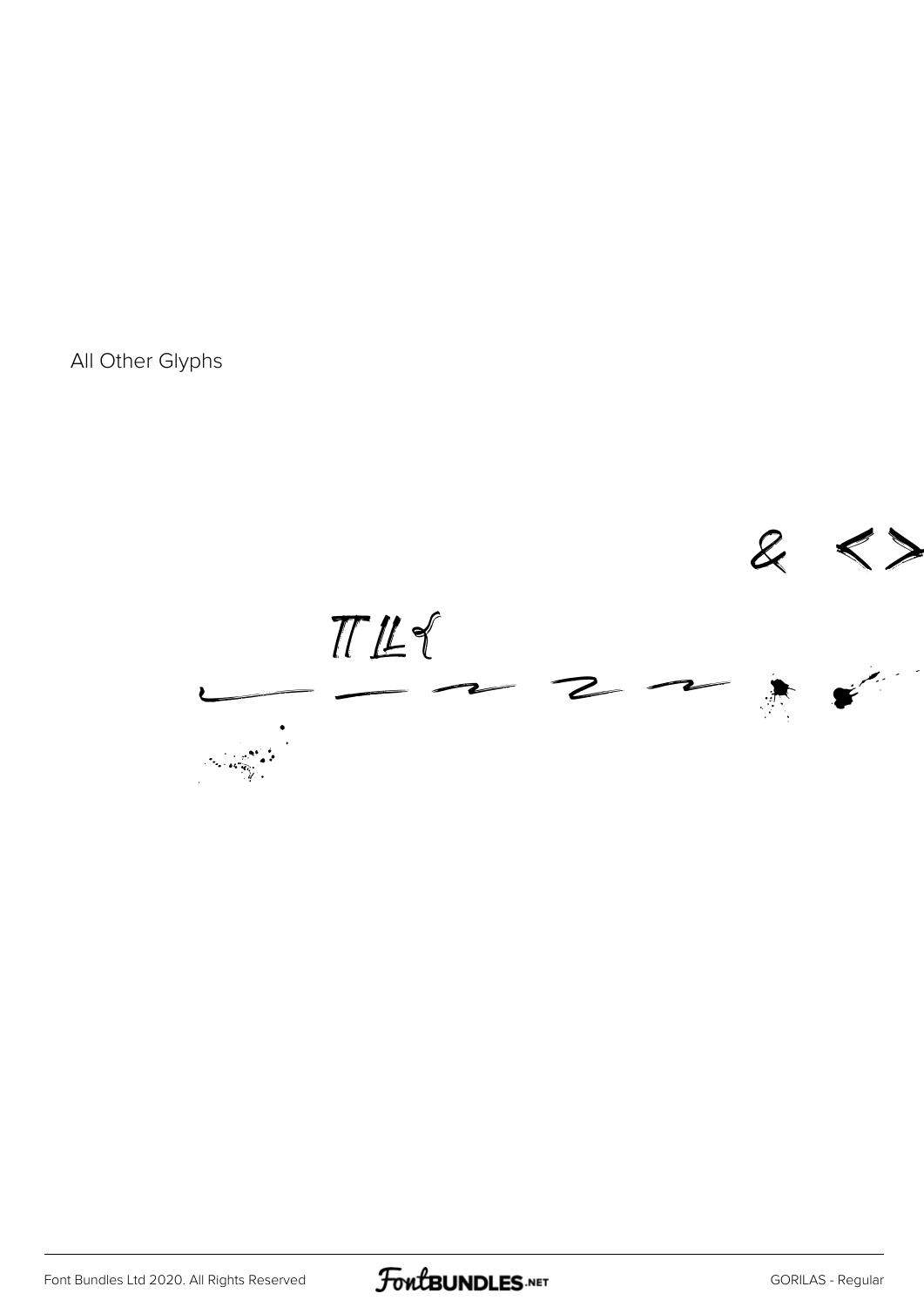All Other Glyphs

& < >

ΠΙΙ

_ _ _ _ _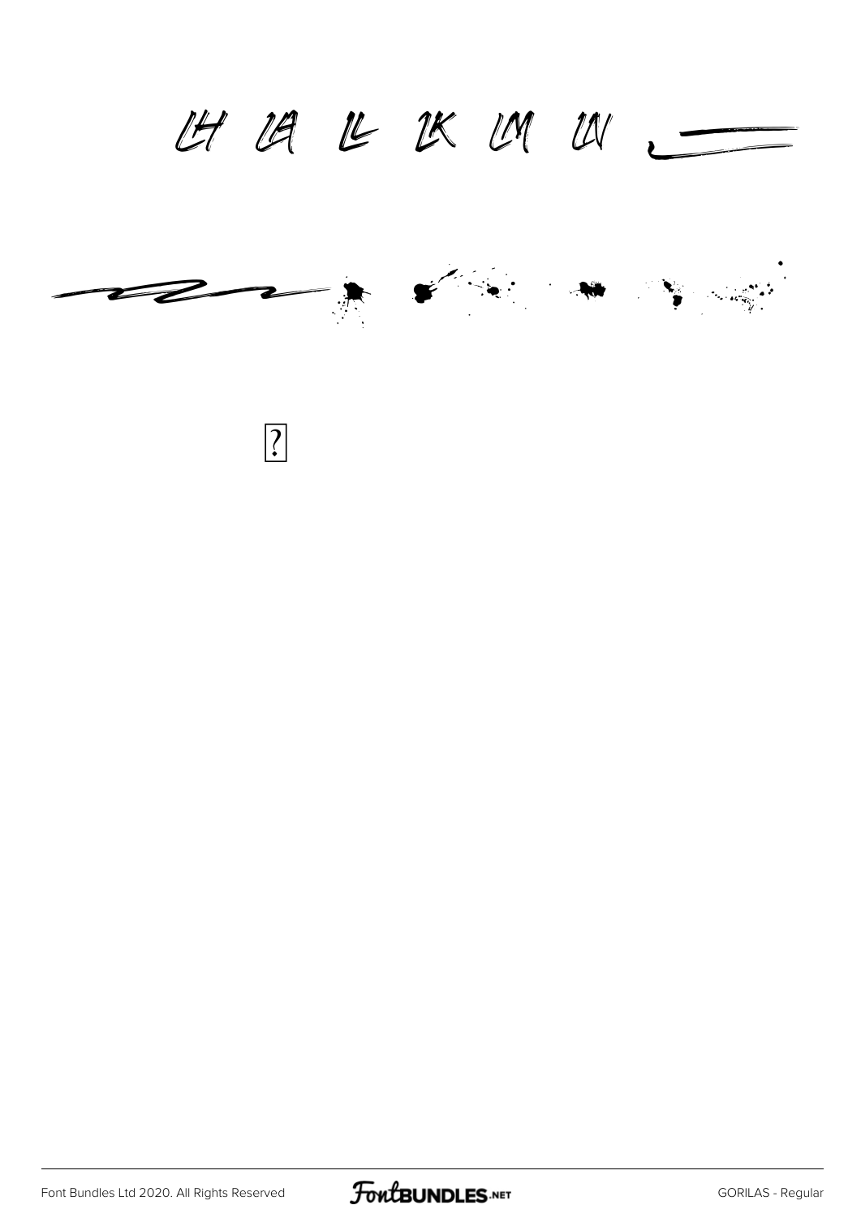LH LA LL LK LM LN

?